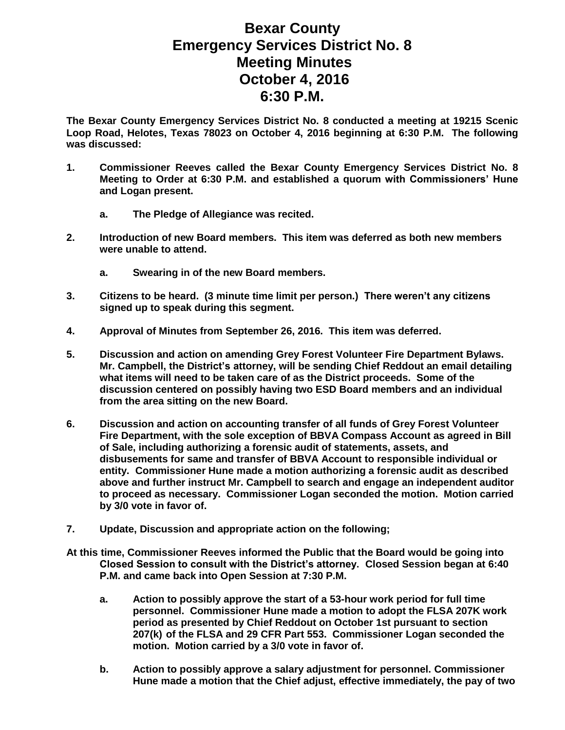# Bexar County
# Emergency Services District No. 8
# Meeting Minutes
# October 4, 2016
# 6:30 P.M.

**The Bexar County Emergency Services District No. 8 conducted a meeting at 19215 Scenic Loop Road, Helotes, Texas 78023 on October 4, 2016 beginning at 6:30 P.M. The following was discussed:**

1. **Commissioner Reeves called the Bexar County Emergency Services District No. 8 Meeting to Order at 6:30 P.M. and established a quorum with Commissioners' Hune and Logan present.**

    a. **The Pledge of Allegiance was recited.**

2. **Introduction of new Board members. This item was deferred as both new members were unable to attend.**

    a. **Swearing in of the new Board members.**

3. **Citizens to be heard. (3 minute time limit per person.) There weren't any citizens signed up to speak during this segment.**

4. **Approval of Minutes from September 26, 2016. This item was deferred.**

5. **Discussion and action on amending Grey Forest Volunteer Fire Department Bylaws. Mr. Campbell, the District's attorney, will be sending Chief Reddout an email detailing what items will need to be taken care of as the District proceeds. Some of the discussion centered on possibly having two ESD Board members and an individual from the area sitting on the new Board.**

6. **Discussion and action on accounting transfer of all funds of Grey Forest Volunteer Fire Department, with the sole exception of BBVA Compass Account as agreed in Bill of Sale, including authorizing a forensic audit of statements, assets, and disbusements for same and transfer of BBVA Account to responsible individual or entity. Commissioner Hune made a motion authorizing a forensic audit as described above and further instruct Mr. Campbell to search and engage an independent auditor to proceed as necessary. Commissioner Logan seconded the motion. Motion carried by 3/0 vote in favor of.**

7. **Update, Discussion and appropriate action on the following;**

**At this time, Commissioner Reeves informed the Public that the Board would be going into Closed Session to consult with the District's attorney. Closed Session began at 6:40 P.M. and came back into Open Session at 7:30 P.M.**

   a. **Action to possibly approve the start of a 53-hour work period for full time personnel. Commissioner Hune made a motion to adopt the FLSA 207K work period as presented by Chief Reddout on October 1st pursuant to section 207(k) of the FLSA and 29 CFR Part 553. Commissioner Logan seconded the motion. Motion carried by a 3/0 vote in favor of.**

   b. **Action to possibly approve a salary adjustment for personnel. Commissioner Hune made a motion that the Chief adjust, effective immediately, the pay of two**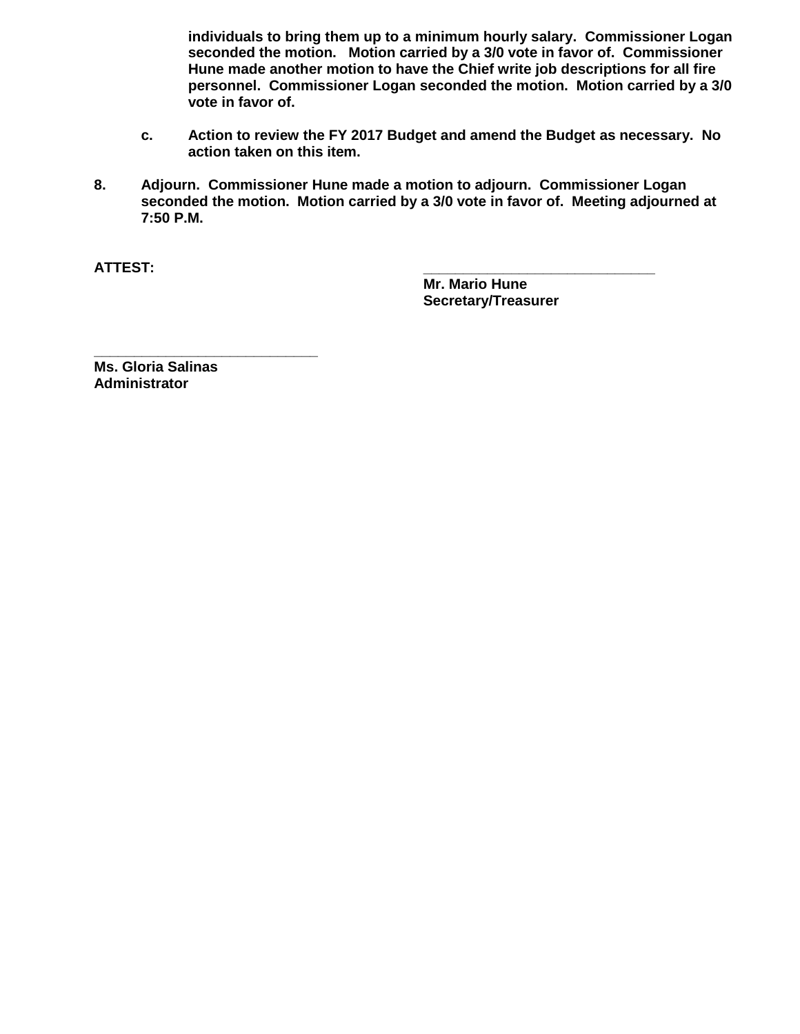**individuals to bring them up to a minimum hourly salary. Commissioner Logan seconded the motion. Motion carried by a 3/0 vote in favor of. Commissioner Hune made another motion to have the Chief write job descriptions for all fire personnel. Commissioner Logan seconded the motion. Motion carried by a 3/0 vote in favor of.**

**c. Action to review the FY 2017 Budget and amend the Budget as necessary. No action taken on this item.**

**8. Adjourn. Commissioner Hune made a motion to adjourn. Commissioner Logan seconded the motion. Motion carried by a 3/0 vote in favor of. Meeting adjourned at 7:50 P.M.**

**ATTEST:**

**_____________________________**
**Mr. Mario Hune**
**Secretary/Treasurer**

**_____________________________**
**Ms. Gloria Salinas**
**Administrator**